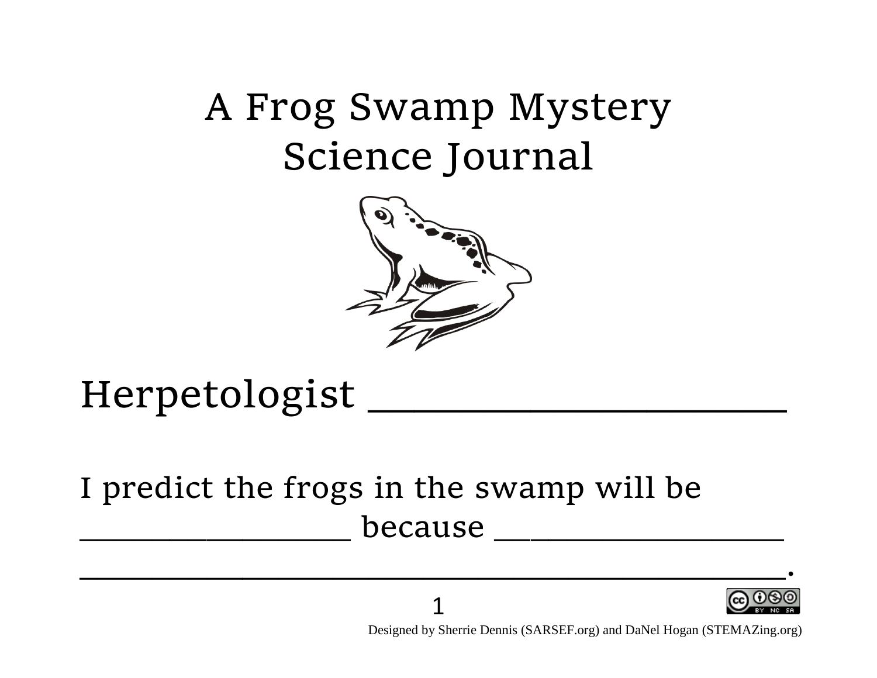# A Frog Swamp Mystery Science Journal

Herpetologist _______________________

I predict the frogs in the swamp will be _________________ because _________________ ______________________________________.

Designed by Sherrie Dennis (SARSEF.org) and DaNel Hogan (STEMAZing.org)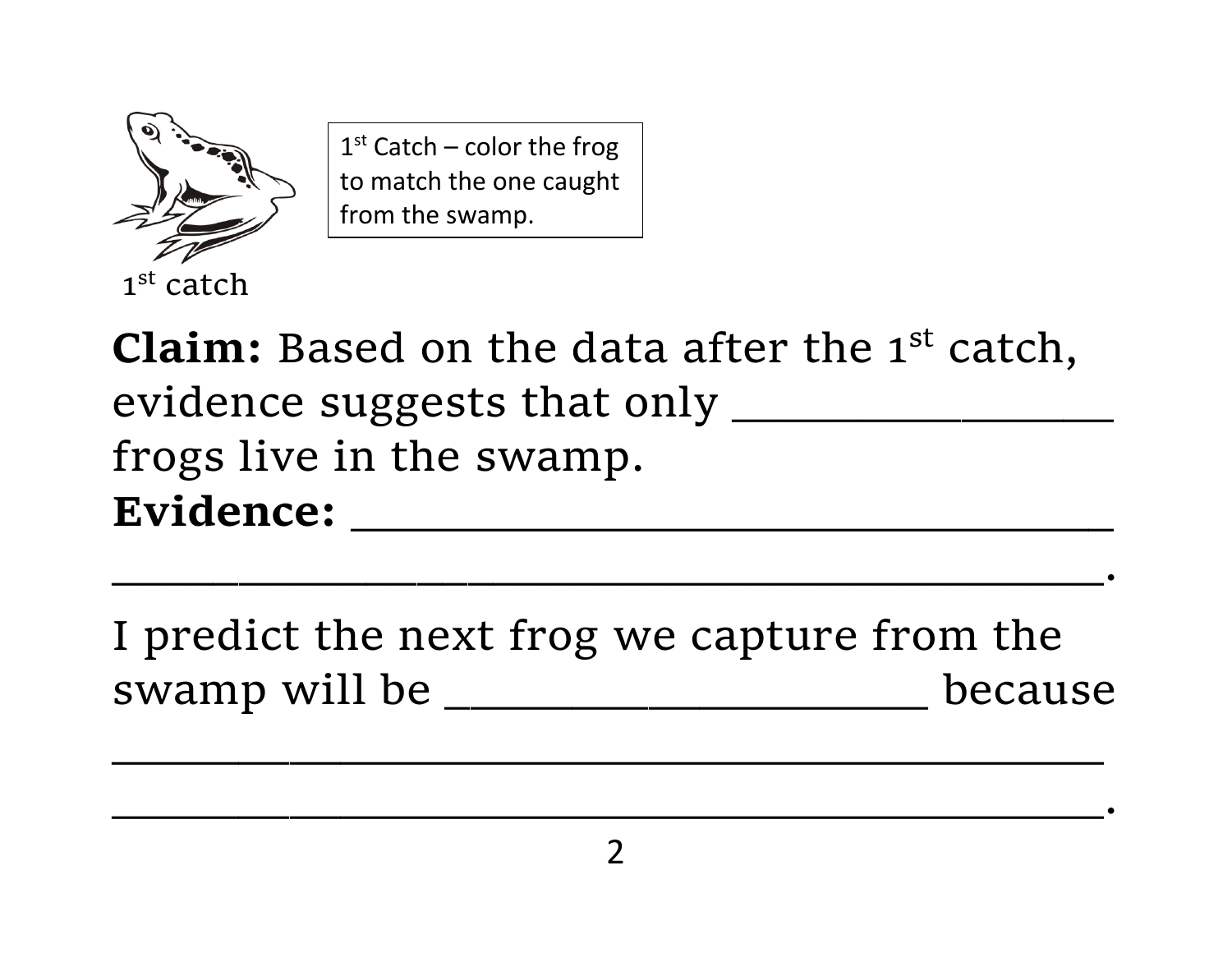1st catch

1st Catch – color the frog to match the one caught from the swamp.

**Claim:** Based on the data after the 1st catch, evidence suggests that only _______________ frogs live in the swamp.

**Evidence:** _________________________________

_________________________________________.

I predict the next frog we capture from the swamp will be ____________________ because

_________________________________________

_________________________________________.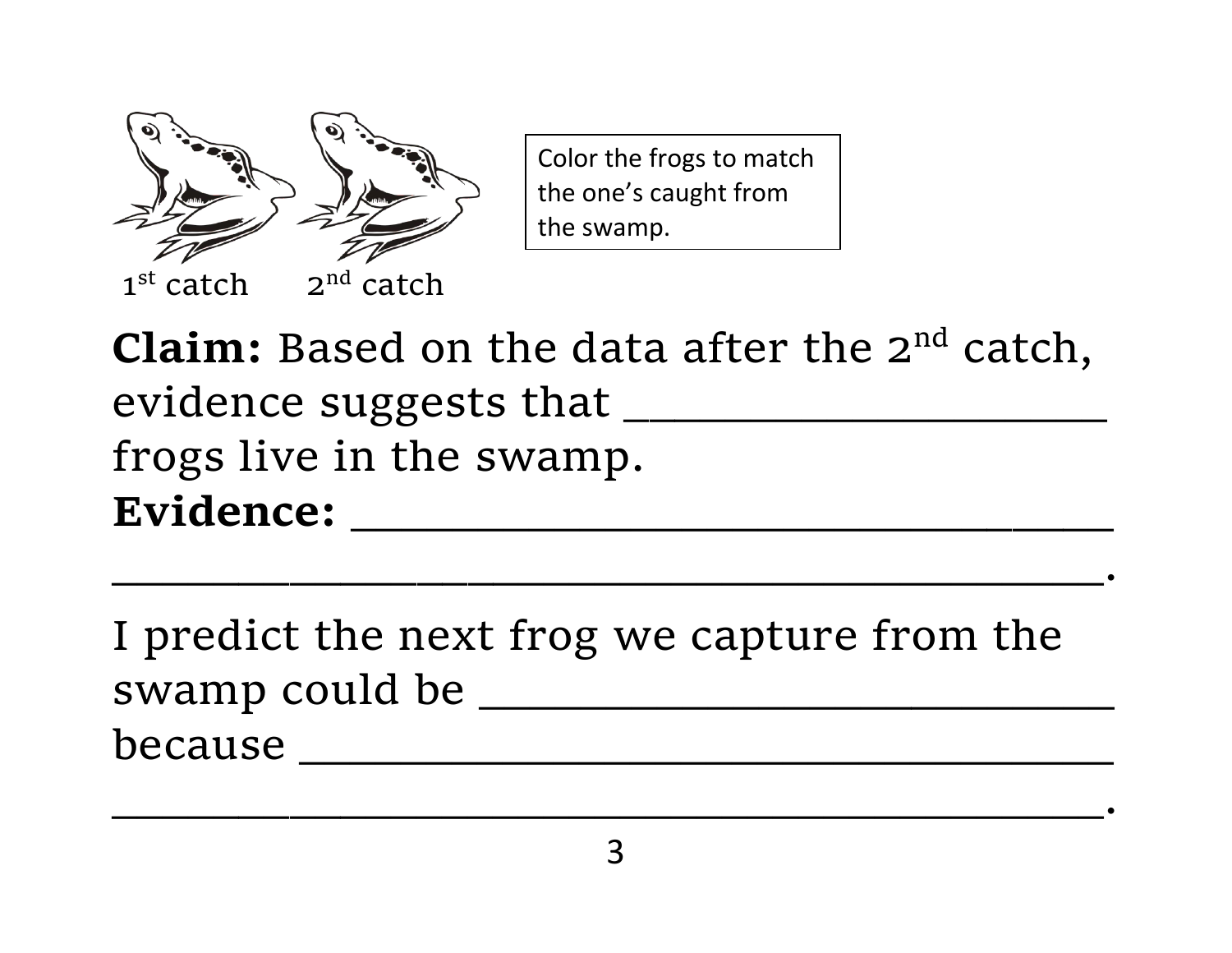1st catch 2nd catch

Color the frogs to match the one's caught from the swamp.

**Claim:** Based on the data after the 2nd catch, evidence suggests that ____________________ frogs live in the swamp.

**Evidence:** ________________________________
________________________________________.

I predict the next frog we capture from the swamp could be ___________________________
because _________________________________
________________________________________.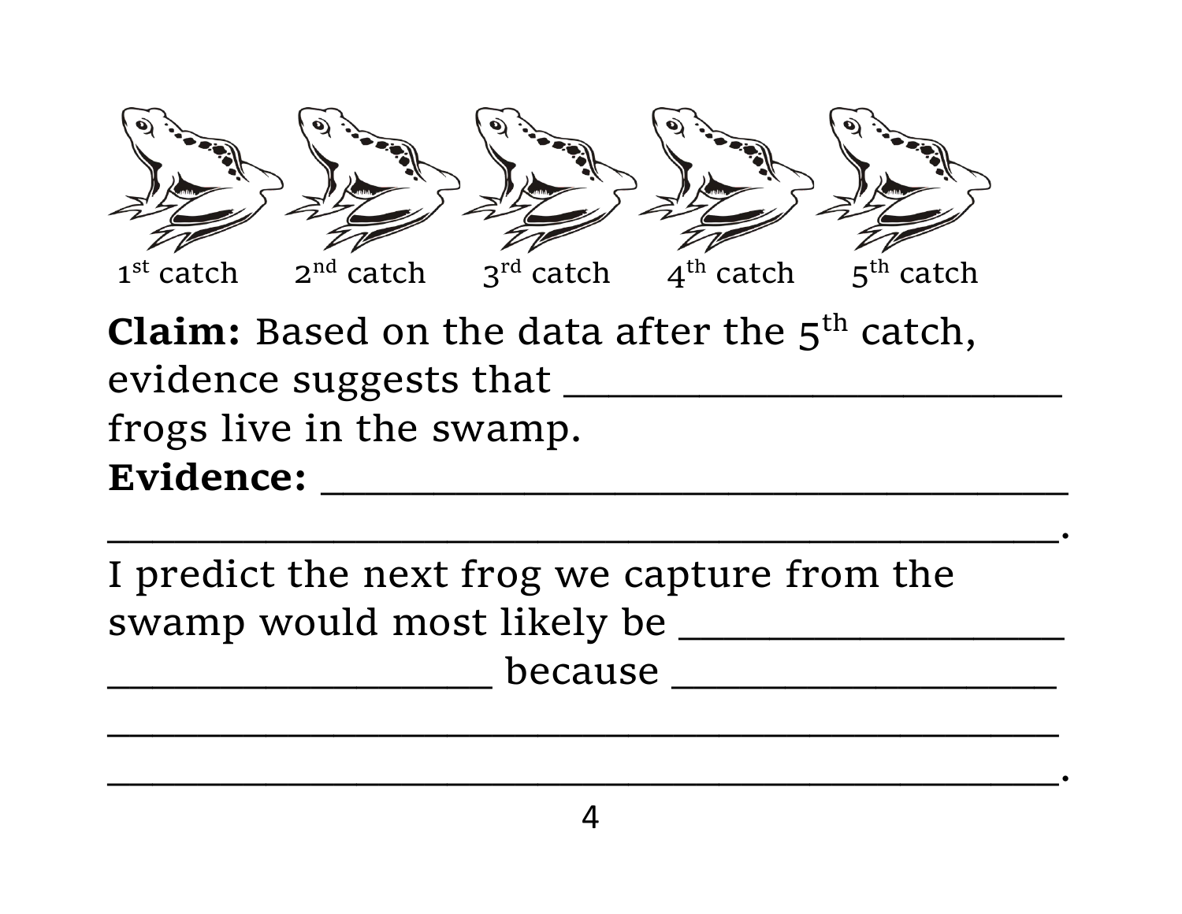1st catch 2nd catch 3rd catch 4th catch 5th catch

**Claim:** Based on the data after the 5th catch, evidence suggests that ________________________ frogs live in the swamp.

**Evidence:** ____________________________________
____________________________________________.

I predict the next frog we capture from the swamp would most likely be __________________
__________________ because __________________
____________________________________________
____________________________________________.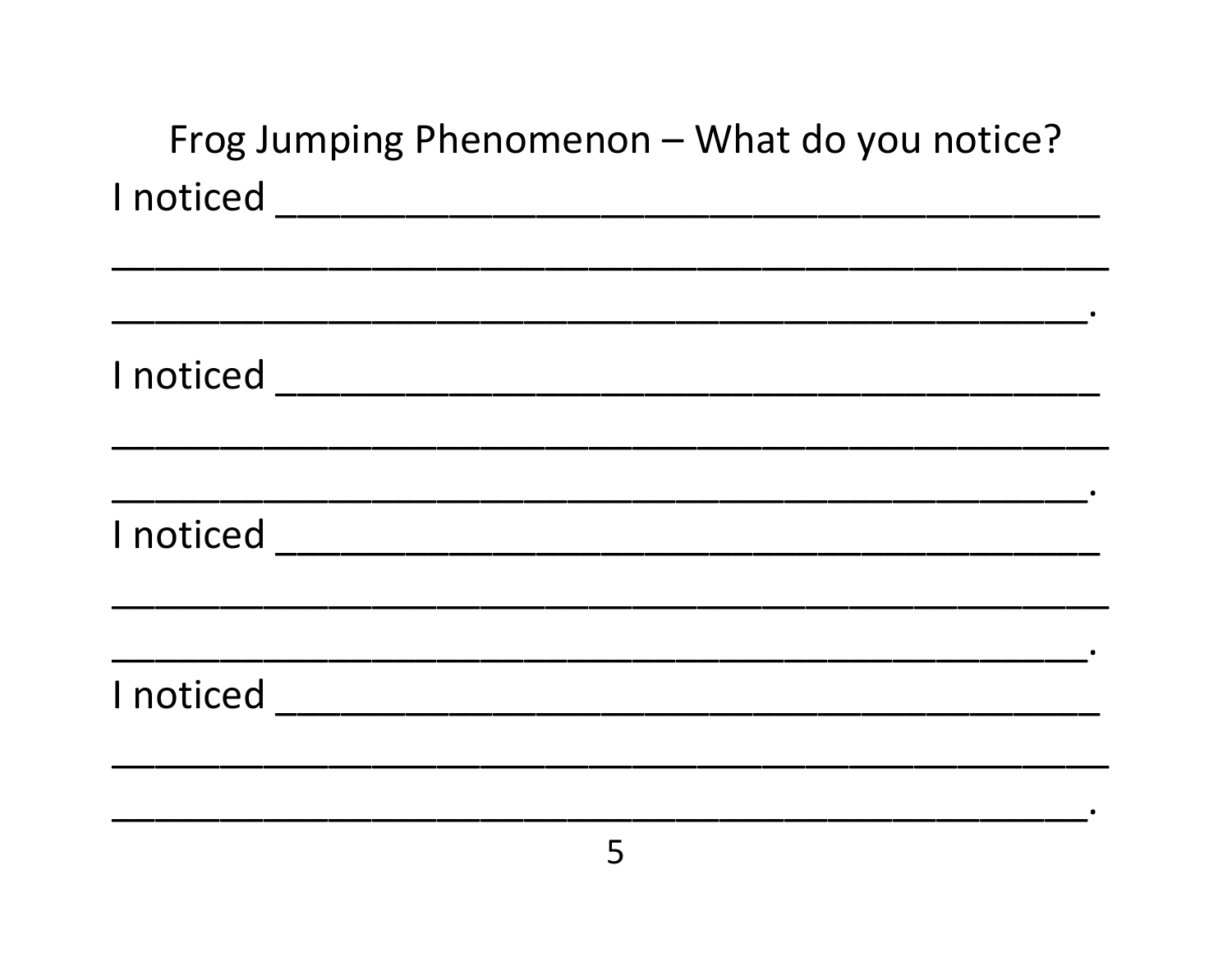# Frog Jumping Phenomenon – What do you notice?

I noticed ________________________________________

__________________________________________________

_________________________________________________.

I noticed ________________________________________

__________________________________________________

_________________________________________________.

I noticed ________________________________________

__________________________________________________

_________________________________________________.

I noticed ________________________________________

__________________________________________________

_________________________________________________.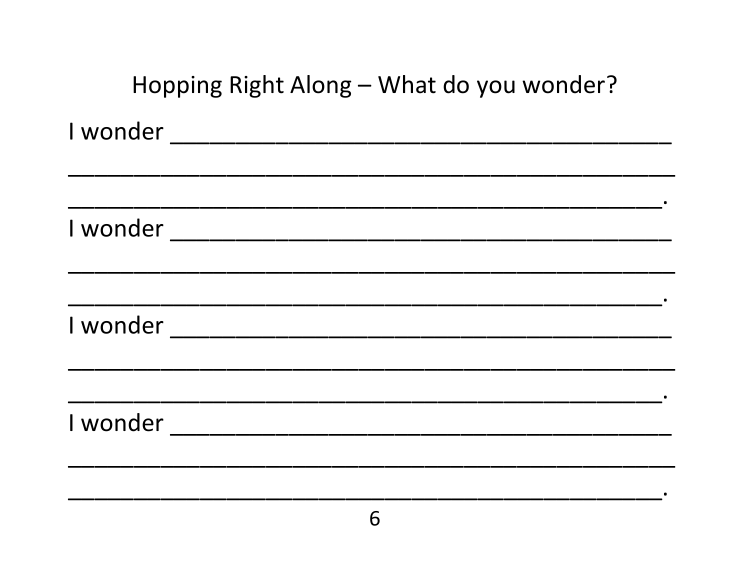# Hopping Right Along – What do you wonder?

I wonder ________________________________________

__________________________________________________

_________________________________________________.

I wonder ________________________________________

__________________________________________________

_________________________________________________.

I wonder ________________________________________

__________________________________________________

_________________________________________________.

I wonder ________________________________________

__________________________________________________

_________________________________________________.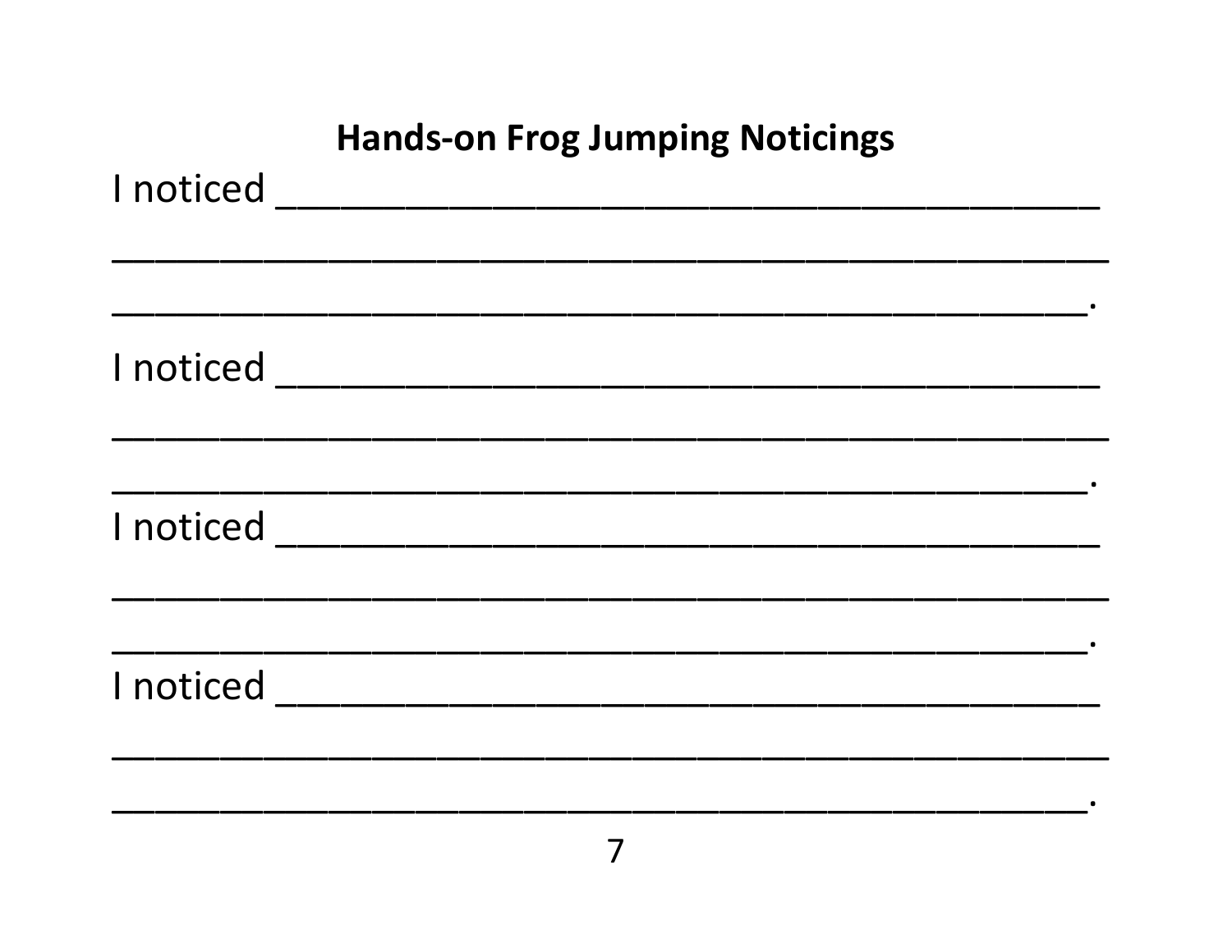## Hands-on Frog Jumping Noticings

I noticed ________________________________________

__________________________________________________

_________________________________________________.

I noticed ________________________________________

__________________________________________________

_________________________________________________.

I noticed ________________________________________

__________________________________________________

_________________________________________________.

I noticed ________________________________________

__________________________________________________

_________________________________________________.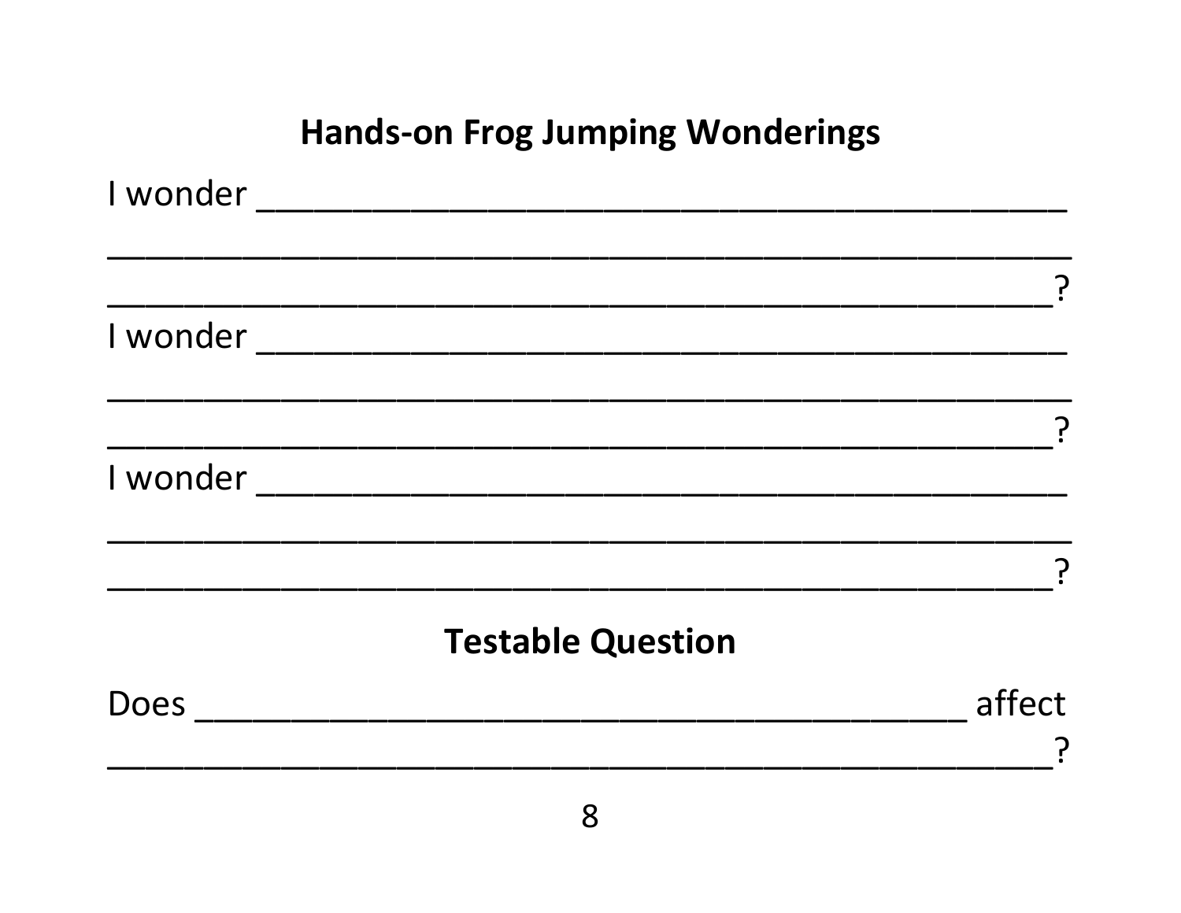## Hands-on Frog Jumping Wonderings

I wonder ____________________________________________
____________________________________________________
____________________________________________________?

I wonder ____________________________________________
____________________________________________________
____________________________________________________?

I wonder ____________________________________________
____________________________________________________
____________________________________________________?

## Testable Question

Does ________________________________________ affect
____________________________________________________?